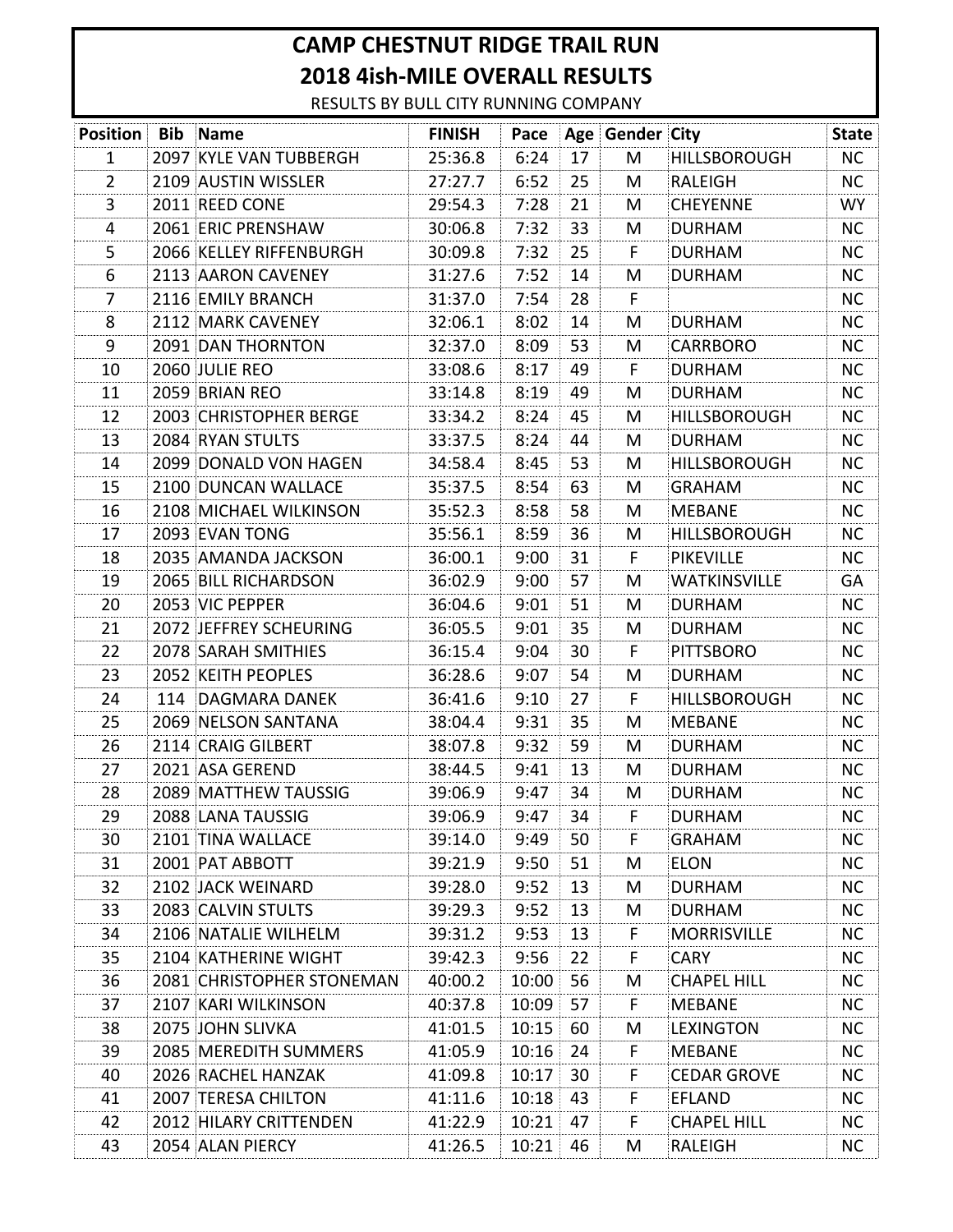# CAMP CHESTNUT RIDGE TRAIL RUN

## 2018 4ish-MILE OVERALL RESULTS

RESULTS BY BULL CITY RUNNING COMPANY

| Position | Bib | Name | FINISH | Pace | Age | Gender | City | State |
|---|---|---|---|---|---|---|---|---|
| 1 | 2097 | KYLE VAN TUBBERGH | 25:36.8 | 6:24 | 17 | M | HILLSBOROUGH | NC |
| 2 | 2109 | AUSTIN WISSLER | 27:27.7 | 6:52 | 25 | M | RALEIGH | NC |
| 3 | 2011 | REED CONE | 29:54.3 | 7:28 | 21 | M | CHEYENNE | WY |
| 4 | 2061 | ERIC PRENSHAW | 30:06.8 | 7:32 | 33 | M | DURHAM | NC |
| 5 | 2066 | KELLEY RIFFENBURGH | 30:09.8 | 7:32 | 25 | F | DURHAM | NC |
| 6 | 2113 | AARON CAVENEY | 31:27.6 | 7:52 | 14 | M | DURHAM | NC |
| 7 | 2116 | EMILY BRANCH | 31:37.0 | 7:54 | 28 | F | | NC |
| 8 | 2112 | MARK CAVENEY | 32:06.1 | 8:02 | 14 | M | DURHAM | NC |
| 9 | 2091 | DAN THORNTON | 32:37.0 | 8:09 | 53 | M | CARRBORO | NC |
| 10 | 2060 | JULIE REO | 33:08.6 | 8:17 | 49 | F | DURHAM | NC |
| 11 | 2059 | BRIAN REO | 33:14.8 | 8:19 | 49 | M | DURHAM | NC |
| 12 | 2003 | CHRISTOPHER BERGE | 33:34.2 | 8:24 | 45 | M | HILLSBOROUGH | NC |
| 13 | 2084 | RYAN STULTS | 33:37.5 | 8:24 | 44 | M | DURHAM | NC |
| 14 | 2099 | DONALD VON HAGEN | 34:58.4 | 8:45 | 53 | M | HILLSBOROUGH | NC |
| 15 | 2100 | DUNCAN WALLACE | 35:37.5 | 8:54 | 63 | M | GRAHAM | NC |
| 16 | 2108 | MICHAEL WILKINSON | 35:52.3 | 8:58 | 58 | M | MEBANE | NC |
| 17 | 2093 | EVAN TONG | 35:56.1 | 8:59 | 36 | M | HILLSBOROUGH | NC |
| 18 | 2035 | AMANDA JACKSON | 36:00.1 | 9:00 | 31 | F | PIKEVILLE | NC |
| 19 | 2065 | BILL RICHARDSON | 36:02.9 | 9:00 | 57 | M | WATKINSVILLE | GA |
| 20 | 2053 | VIC PEPPER | 36:04.6 | 9:01 | 51 | M | DURHAM | NC |
| 21 | 2072 | JEFFREY SCHEURING | 36:05.5 | 9:01 | 35 | M | DURHAM | NC |
| 22 | 2078 | SARAH SMITHIES | 36:15.4 | 9:04 | 30 | F | PITTSBORO | NC |
| 23 | 2052 | KEITH PEOPLES | 36:28.6 | 9:07 | 54 | M | DURHAM | NC |
| 24 | 114 | DAGMARA DANEK | 36:41.6 | 9:10 | 27 | F | HILLSBOROUGH | NC |
| 25 | 2069 | NELSON SANTANA | 38:04.4 | 9:31 | 35 | M | MEBANE | NC |
| 26 | 2114 | CRAIG GILBERT | 38:07.8 | 9:32 | 59 | M | DURHAM | NC |
| 27 | 2021 | ASA GEREND | 38:44.5 | 9:41 | 13 | M | DURHAM | NC |
| 28 | 2089 | MATTHEW TAUSSIG | 39:06.9 | 9:47 | 34 | M | DURHAM | NC |
| 29 | 2088 | LANA TAUSSIG | 39:06.9 | 9:47 | 34 | F | DURHAM | NC |
| 30 | 2101 | TINA WALLACE | 39:14.0 | 9:49 | 50 | F | GRAHAM | NC |
| 31 | 2001 | PAT ABBOTT | 39:21.9 | 9:50 | 51 | M | ELON | NC |
| 32 | 2102 | JACK WEINARD | 39:28.0 | 9:52 | 13 | M | DURHAM | NC |
| 33 | 2083 | CALVIN STULTS | 39:29.3 | 9:52 | 13 | M | DURHAM | NC |
| 34 | 2106 | NATALIE WILHELM | 39:31.2 | 9:53 | 13 | F | MORRISVILLE | NC |
| 35 | 2104 | KATHERINE WIGHT | 39:42.3 | 9:56 | 22 | F | CARY | NC |
| 36 | 2081 | CHRISTOPHER STONEMAN | 40:00.2 | 10:00 | 56 | M | CHAPEL HILL | NC |
| 37 | 2107 | KARI WILKINSON | 40:37.8 | 10:09 | 57 | F | MEBANE | NC |
| 38 | 2075 | JOHN SLIVKA | 41:01.5 | 10:15 | 60 | M | LEXINGTON | NC |
| 39 | 2085 | MEREDITH SUMMERS | 41:05.9 | 10:16 | 24 | F | MEBANE | NC |
| 40 | 2026 | RACHEL HANZAK | 41:09.8 | 10:17 | 30 | F | CEDAR GROVE | NC |
| 41 | 2007 | TERESA CHILTON | 41:11.6 | 10:18 | 43 | F | EFLAND | NC |
| 42 | 2012 | HILARY CRITTENDEN | 41:22.9 | 10:21 | 47 | F | CHAPEL HILL | NC |
| 43 | 2054 | ALAN PIERCY | 41:26.5 | 10:21 | 46 | M | RALEIGH | NC |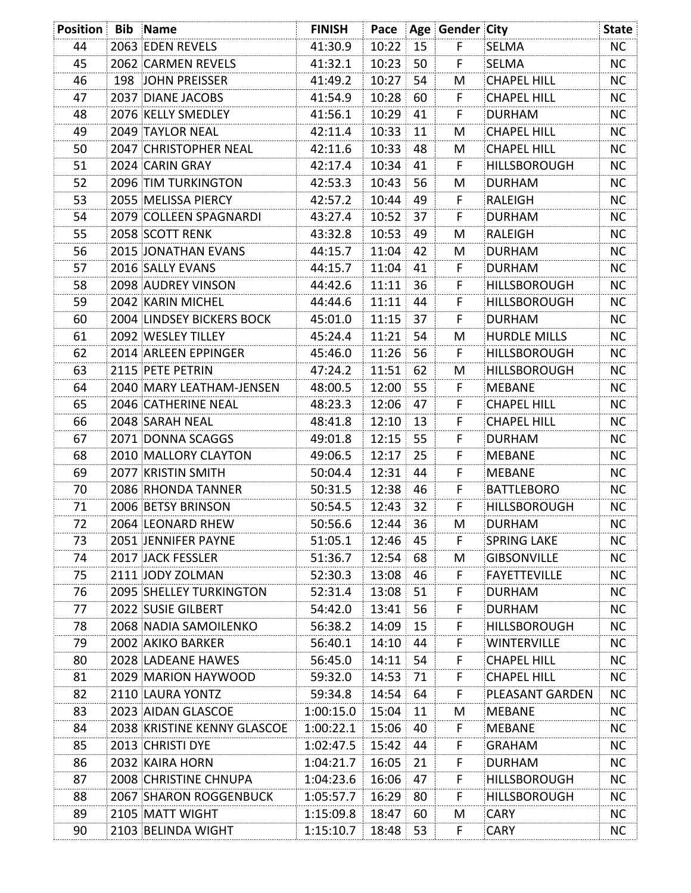| Position | Bib | Name | FINISH | Pace | Age | Gender | City | State |
|---|---|---|---|---|---|---|---|---|
| 44 | 2063 | EDEN REVELS | 41:30.9 | 10:22 | 15 | F | SELMA | NC |
| 45 | 2062 | CARMEN REVELS | 41:32.1 | 10:23 | 50 | F | SELMA | NC |
| 46 | 198 | JOHN PREISSER | 41:49.2 | 10:27 | 54 | M | CHAPEL HILL | NC |
| 47 | 2037 | DIANE JACOBS | 41:54.9 | 10:28 | 60 | F | CHAPEL HILL | NC |
| 48 | 2076 | KELLY SMEDLEY | 41:56.1 | 10:29 | 41 | F | DURHAM | NC |
| 49 | 2049 | TAYLOR NEAL | 42:11.4 | 10:33 | 11 | M | CHAPEL HILL | NC |
| 50 | 2047 | CHRISTOPHER NEAL | 42:11.6 | 10:33 | 48 | M | CHAPEL HILL | NC |
| 51 | 2024 | CARIN GRAY | 42:17.4 | 10:34 | 41 | F | HILLSBOROUGH | NC |
| 52 | 2096 | TIM TURKINGTON | 42:53.3 | 10:43 | 56 | M | DURHAM | NC |
| 53 | 2055 | MELISSA PIERCY | 42:57.2 | 10:44 | 49 | F | RALEIGH | NC |
| 54 | 2079 | COLLEEN SPAGNARDI | 43:27.4 | 10:52 | 37 | F | DURHAM | NC |
| 55 | 2058 | SCOTT RENK | 43:32.8 | 10:53 | 49 | M | RALEIGH | NC |
| 56 | 2015 | JONATHAN EVANS | 44:15.7 | 11:04 | 42 | M | DURHAM | NC |
| 57 | 2016 | SALLY EVANS | 44:15.7 | 11:04 | 41 | F | DURHAM | NC |
| 58 | 2098 | AUDREY VINSON | 44:42.6 | 11:11 | 36 | F | HILLSBOROUGH | NC |
| 59 | 2042 | KARIN MICHEL | 44:44.6 | 11:11 | 44 | F | HILLSBOROUGH | NC |
| 60 | 2004 | LINDSEY BICKERS BOCK | 45:01.0 | 11:15 | 37 | F | DURHAM | NC |
| 61 | 2092 | WESLEY TILLEY | 45:24.4 | 11:21 | 54 | M | HURDLE MILLS | NC |
| 62 | 2014 | ARLEEN EPPINGER | 45:46.0 | 11:26 | 56 | F | HILLSBOROUGH | NC |
| 63 | 2115 | PETE PETRIN | 47:24.2 | 11:51 | 62 | M | HILLSBOROUGH | NC |
| 64 | 2040 | MARY LEATHAM-JENSEN | 48:00.5 | 12:00 | 55 | F | MEBANE | NC |
| 65 | 2046 | CATHERINE NEAL | 48:23.3 | 12:06 | 47 | F | CHAPEL HILL | NC |
| 66 | 2048 | SARAH NEAL | 48:41.8 | 12:10 | 13 | F | CHAPEL HILL | NC |
| 67 | 2071 | DONNA SCAGGS | 49:01.8 | 12:15 | 55 | F | DURHAM | NC |
| 68 | 2010 | MALLORY CLAYTON | 49:06.5 | 12:17 | 25 | F | MEBANE | NC |
| 69 | 2077 | KRISTIN SMITH | 50:04.4 | 12:31 | 44 | F | MEBANE | NC |
| 70 | 2086 | RHONDA TANNER | 50:31.5 | 12:38 | 46 | F | BATTLEBORO | NC |
| 71 | 2006 | BETSY BRINSON | 50:54.5 | 12:43 | 32 | F | HILLSBOROUGH | NC |
| 72 | 2064 | LEONARD RHEW | 50:56.6 | 12:44 | 36 | M | DURHAM | NC |
| 73 | 2051 | JENNIFER PAYNE | 51:05.1 | 12:46 | 45 | F | SPRING LAKE | NC |
| 74 | 2017 | JACK FESSLER | 51:36.7 | 12:54 | 68 | M | GIBSONVILLE | NC |
| 75 | 2111 | JODY ZOLMAN | 52:30.3 | 13:08 | 46 | F | FAYETTEVILLE | NC |
| 76 | 2095 | SHELLEY TURKINGTON | 52:31.4 | 13:08 | 51 | F | DURHAM | NC |
| 77 | 2022 | SUSIE GILBERT | 54:42.0 | 13:41 | 56 | F | DURHAM | NC |
| 78 | 2068 | NADIA SAMOILENKO | 56:38.2 | 14:09 | 15 | F | HILLSBOROUGH | NC |
| 79 | 2002 | AKIKO BARKER | 56:40.1 | 14:10 | 44 | F | WINTERVILLE | NC |
| 80 | 2028 | LADEANE HAWES | 56:45.0 | 14:11 | 54 | F | CHAPEL HILL | NC |
| 81 | 2029 | MARION HAYWOOD | 59:32.0 | 14:53 | 71 | F | CHAPEL HILL | NC |
| 82 | 2110 | LAURA YONTZ | 59:34.8 | 14:54 | 64 | F | PLEASANT GARDEN | NC |
| 83 | 2023 | AIDAN GLASCOE | 1:00:15.0 | 15:04 | 11 | M | MEBANE | NC |
| 84 | 2038 | KRISTINE KENNY GLASCOE | 1:00:22.1 | 15:06 | 40 | F | MEBANE | NC |
| 85 | 2013 | CHRISTI DYE | 1:02:47.5 | 15:42 | 44 | F | GRAHAM | NC |
| 86 | 2032 | KAIRA HORN | 1:04:21.7 | 16:05 | 21 | F | DURHAM | NC |
| 87 | 2008 | CHRISTINE CHNUPA | 1:04:23.6 | 16:06 | 47 | F | HILLSBOROUGH | NC |
| 88 | 2067 | SHARON ROGGENBUCK | 1:05:57.7 | 16:29 | 80 | F | HILLSBOROUGH | NC |
| 89 | 2105 | MATT WIGHT | 1:15:09.8 | 18:47 | 60 | M | CARY | NC |
| 90 | 2103 | BELINDA WIGHT | 1:15:10.7 | 18:48 | 53 | F | CARY | NC |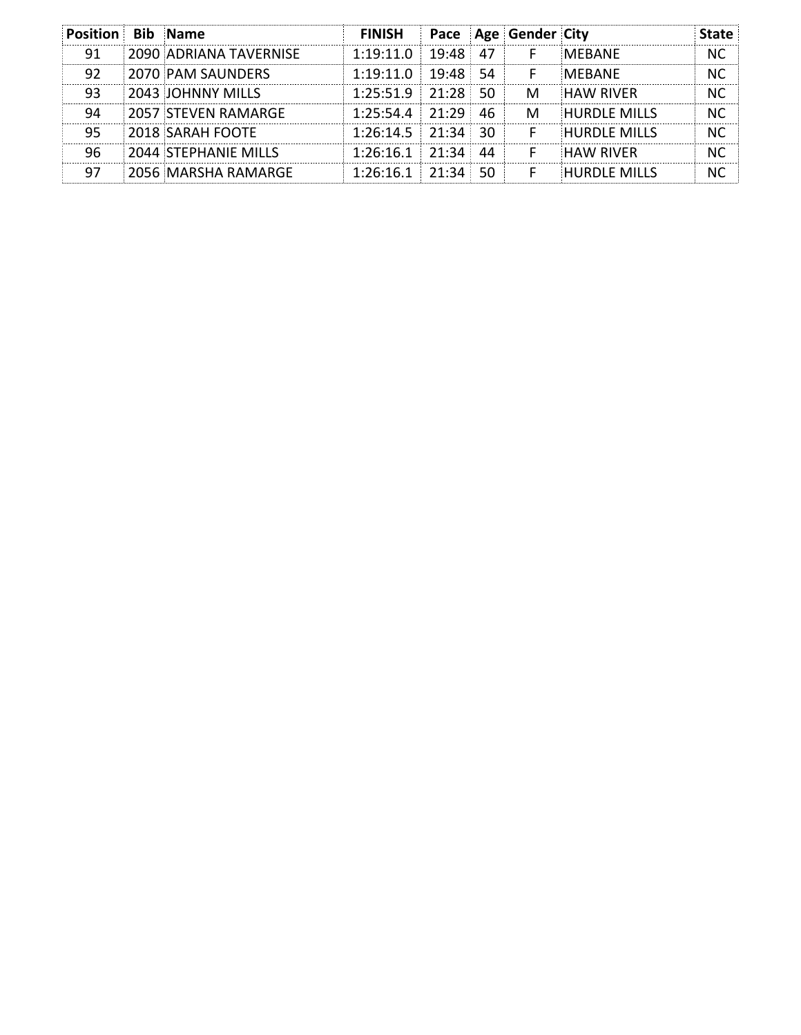| Position | Bib | Name | FINISH | Pace | Age | Gender | City | State |
|---|---|---|---|---|---|---|---|---|
| 91 | 2090 | ADRIANA TAVERNISE | 1:19:11.0 | 19:48 | 47 | F | MEBANE | NC |
| 92 | 2070 | PAM SAUNDERS | 1:19:11.0 | 19:48 | 54 | F | MEBANE | NC |
| 93 | 2043 | JOHNNY MILLS | 1:25:51.9 | 21:28 | 50 | M | HAW RIVER | NC |
| 94 | 2057 | STEVEN RAMARGE | 1:25:54.4 | 21:29 | 46 | M | HURDLE MILLS | NC |
| 95 | 2018 | SARAH FOOTE | 1:26:14.5 | 21:34 | 30 | F | HURDLE MILLS | NC |
| 96 | 2044 | STEPHANIE MILLS | 1:26:16.1 | 21:34 | 44 | F | HAW RIVER | NC |
| 97 | 2056 | MARSHA RAMARGE | 1:26:16.1 | 21:34 | 50 | F | HURDLE MILLS | NC |